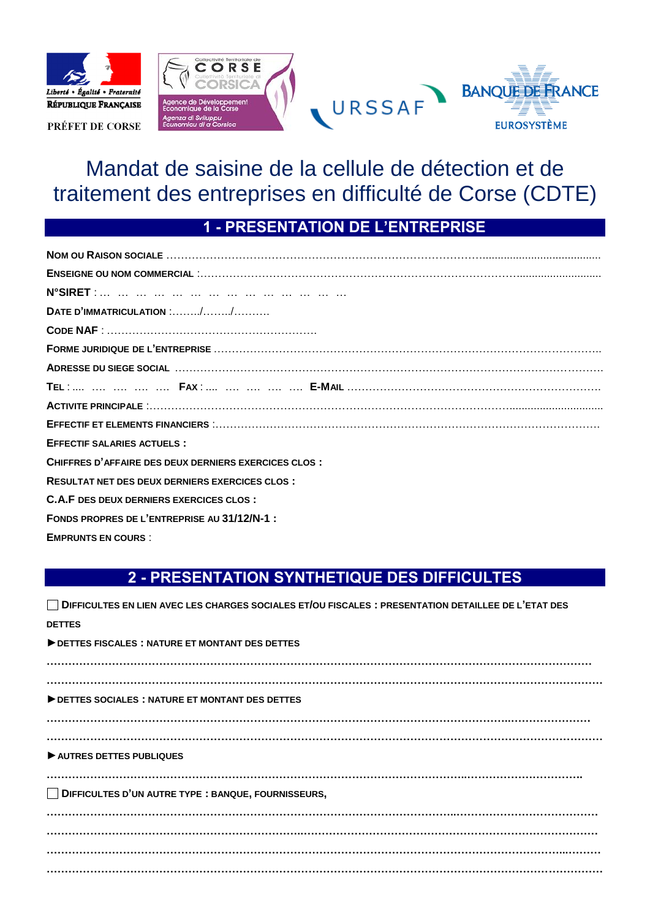Liberté • Égalité • Fraternité
RÉPUBLIQUE FRANÇAISE

PRÉFET DE CORSE

Collectivité Territoriale de CORSE
Cullettività Territuriale di CORSICA
Agence de Développement Economique de la Corse
Agenzia di Sviluppu Ecunomicu di a Corsica

URSSAF

BANQUE DE FRANCE
EUROSYSTÈME

# Mandat de saisine de la cellule de détection et de traitement des entreprises en difficulté de Corse (CDTE)

## 1 - PRESENTATION DE L'ENTREPRISE

**NOM OU RAISON SOCIALE** ……………………………………………………………………………………………………………

**ENSEIGNE OU NOM COMMERCIAL** :……………………………………………………………………………………………

**N°SIRET** : … … … … … … … … … … … … … … …

**DATE D'IMMATRICULATION** :………/………/……….

**CODE NAF** : ………………………………………………………

**FORME JURIDIQUE DE L'ENTREPRISE** ……………………………………………………………………………………………

**ADRESSE DU SIEGE SOCIAL** ……………………………………………………………………………………………………

**TEL** : …. …. …. …. …. **FAX** : …. …. …. …. …. **E-MAIL** …………………………………………………………

**ACTIVITE PRINCIPALE** :………………………………………………………………………………………………………

**EFFECTIF ET ELEMENTS FINANCIERS** :……………………………………………………………………………………

**EFFECTIF SALARIES ACTUELS :**

**CHIFFRES D'AFFAIRE DES DEUX DERNIERS EXERCICES CLOS :**

**RESULTAT NET DES DEUX DERNIERS EXERCICES CLOS :**

**C.A.F DES DEUX DERNIERS EXERCICES CLOS :**

**FONDS PROPRES DE L'ENTREPRISE AU 31/12/N-1 :**

**EMPRUNTS EN COURS** :

## 2 - PRESENTATION SYNTHETIQUE DES DIFFICULTES

☐ **DIFFICULTES EN LIEN AVEC LES CHARGES SOCIALES ET/OU FISCALES : PRESENTATION DETAILLEE DE L'ETAT DES DETTES**

►**DETTES FISCALES : NATURE ET MONTANT DES DETTES**

……………………………………………………………………………………………………………………………………

……………………………………………………………………………………………………………………………………

►**DETTES SOCIALES : NATURE ET MONTANT DES DETTES**

……………………………………………………………………………………………………………………………………

……………………………………………………………………………………………………………………………………

► **AUTRES DETTES PUBLIQUES**

……………………………………………………………………………………………………………………………………

☐ **DIFFICULTES D'UN AUTRE TYPE : BANQUE, FOURNISSEURS,**

……………………………………………………………………………………………………………………………………

……………………………………………………………………………………………………………………………………

……………………………………………………………………………………………………………………………………

……………………………………………………………………………………………………………………………………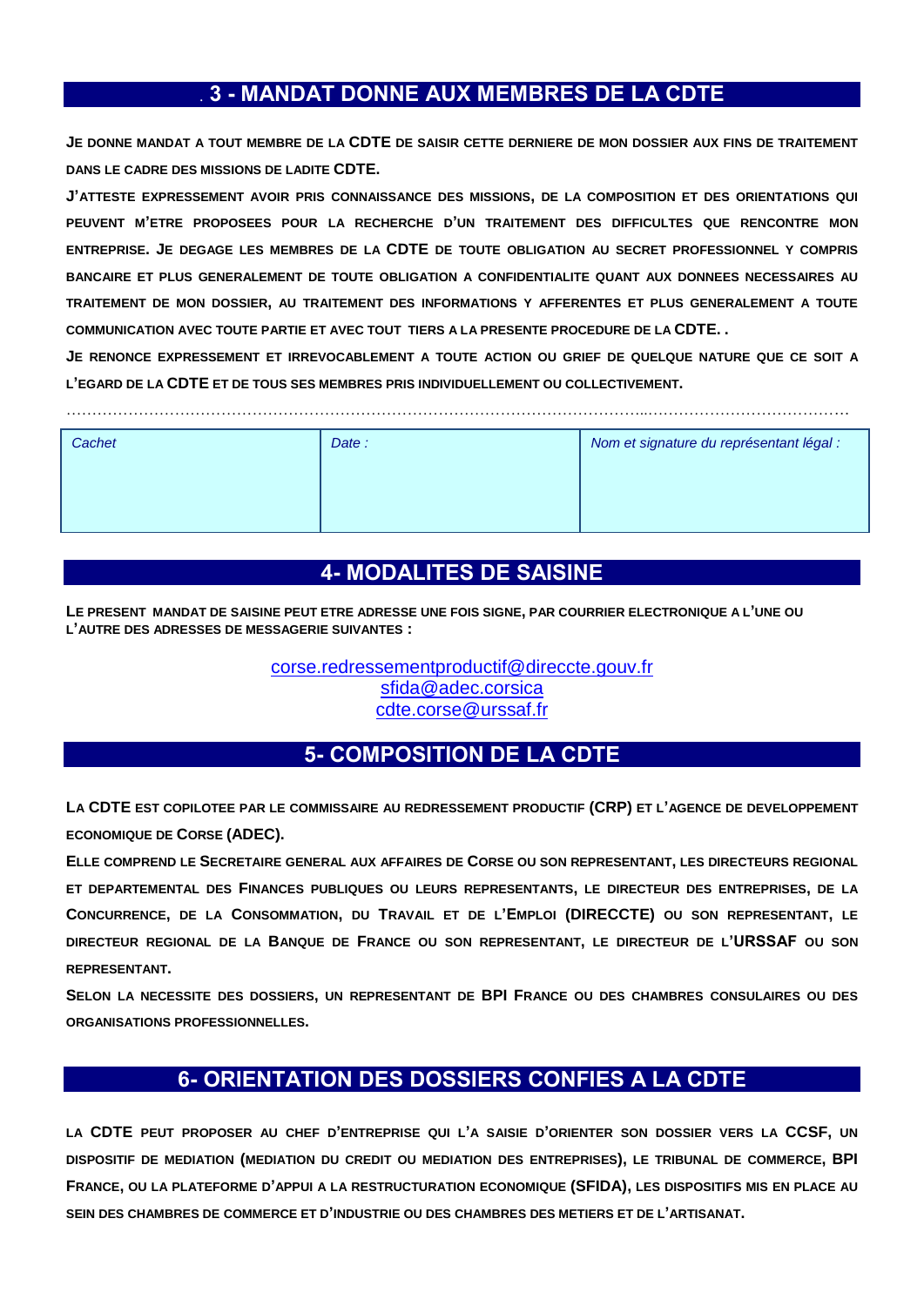## . 3 - MANDAT DONNE AUX MEMBRES DE LA CDTE

**JE DONNE MANDAT A TOUT MEMBRE DE LA CDTE DE SAISIR CETTE DERNIERE DE MON DOSSIER AUX FINS DE TRAITEMENT DANS LE CADRE DES MISSIONS DE LADITE CDTE.**

**J'ATTESTE EXPRESSEMENT AVOIR PRIS CONNAISSANCE DES MISSIONS, DE LA COMPOSITION ET DES ORIENTATIONS QUI PEUVENT M'ETRE PROPOSEES POUR LA RECHERCHE D'UN TRAITEMENT DES DIFFICULTES QUE RENCONTRE MON ENTREPRISE. JE DEGAGE LES MEMBRES DE LA CDTE DE TOUTE OBLIGATION AU SECRET PROFESSIONNEL Y COMPRIS BANCAIRE ET PLUS GENERALEMENT DE TOUTE OBLIGATION A CONFIDENTIALITE QUANT AUX DONNEES NECESSAIRES AU TRAITEMENT DE MON DOSSIER, AU TRAITEMENT DES INFORMATIONS Y AFFERENTES ET PLUS GENERALEMENT A TOUTE COMMUNICATION AVEC TOUTE PARTIE ET AVEC TOUT TIERS A LA PRESENTE PROCEDURE DE LA CDTE. .**

**JE RENONCE EXPRESSEMENT ET IRREVOCABLEMENT A TOUTE ACTION OU GRIEF DE QUELQUE NATURE QUE CE SOIT A L'EGARD DE LA CDTE ET DE TOUS SES MEMBRES PRIS INDIVIDUELLEMENT OU COLLECTIVEMENT.**

………………………………………………………………………………………………...…………………………………

| *Cachet* | *Date :* | *Nom et signature du représentant légal :* |
|---|---|---|
| | | |

## 4- MODALITES DE SAISINE

**LE PRESENT MANDAT DE SAISINE PEUT ETRE ADRESSE UNE FOIS SIGNE, PAR COURRIER ELECTRONIQUE A L'UNE OU L'AUTRE DES ADRESSES DE MESSAGERIE SUIVANTES :**

corse.redressementproductif@direccte.gouv.fr
sfida@adec.corsica
cdte.corse@urssaf.fr

## 5- COMPOSITION DE LA CDTE

**LA CDTE EST COPILOTEE PAR LE COMMISSAIRE AU REDRESSEMENT PRODUCTIF (CRP) ET L'AGENCE DE DEVELOPPEMENT ECONOMIQUE DE CORSE (ADEC).**

**ELLE COMPREND LE SECRETAIRE GENERAL AUX AFFAIRES DE CORSE OU SON REPRESENTANT, LES DIRECTEURS REGIONAL ET DEPARTEMENTAL DES FINANCES PUBLIQUES OU LEURS REPRESENTANTS, LE DIRECTEUR DES ENTREPRISES, DE LA CONCURRENCE, DE LA CONSOMMATION, DU TRAVAIL ET DE L'EMPLOI (DIRECCTE) OU SON REPRESENTANT, LE DIRECTEUR REGIONAL DE LA BANQUE DE FRANCE OU SON REPRESENTANT, LE DIRECTEUR DE L'URSSAF OU SON REPRESENTANT.**

**SELON LA NECESSITE DES DOSSIERS, UN REPRESENTANT DE BPI FRANCE OU DES CHAMBRES CONSULAIRES OU DES ORGANISATIONS PROFESSIONNELLES.**

## 6- ORIENTATION DES DOSSIERS CONFIES A LA CDTE

**LA CDTE PEUT PROPOSER AU CHEF D'ENTREPRISE QUI L'A SAISIE D'ORIENTER SON DOSSIER VERS LA CCSF, UN DISPOSITIF DE MEDIATION (MEDIATION DU CREDIT OU MEDIATION DES ENTREPRISES), LE TRIBUNAL DE COMMERCE, BPI FRANCE, OU LA PLATEFORME D'APPUI A LA RESTRUCTURATION ECONOMIQUE (SFIDA), LES DISPOSITIFS MIS EN PLACE AU SEIN DES CHAMBRES DE COMMERCE ET D'INDUSTRIE OU DES CHAMBRES DES METIERS ET DE L'ARTISANAT.**